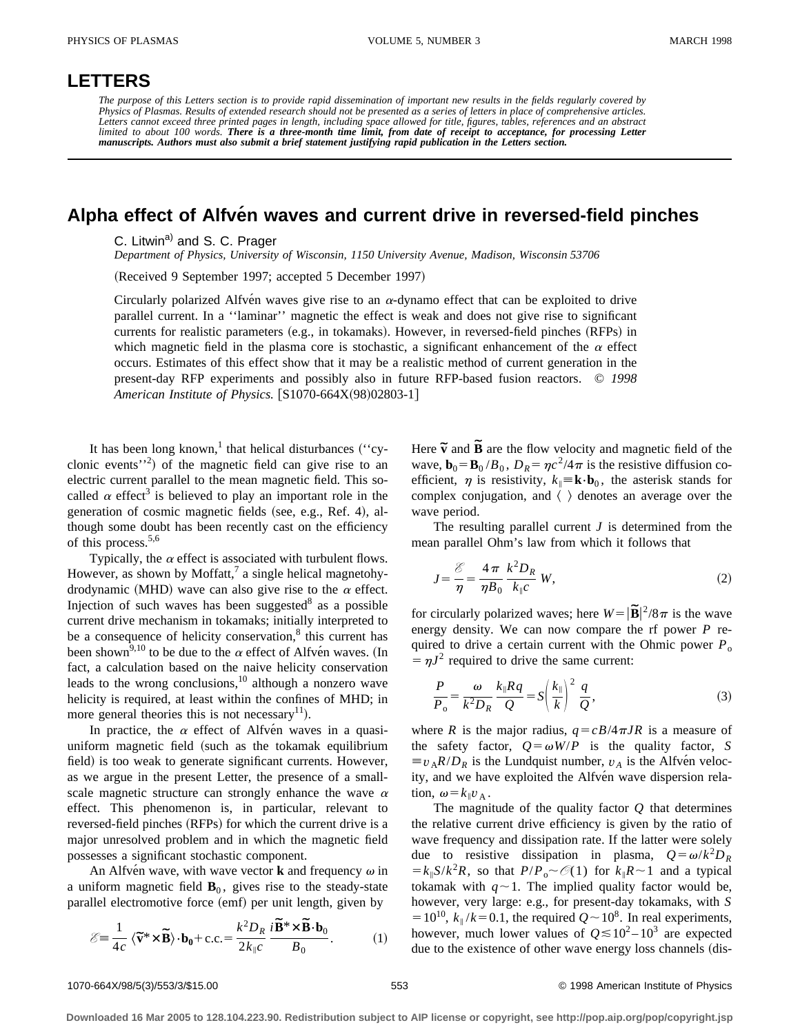# LETTERS

*The purpose of this Letters section is to provide rapid dissemination of important new results in the fields regularly covered by Physics of Plasmas. Results of extended research should not be presented as a series of letters in place of comprehensive articles. Letters cannot exceed three printed pages in length, including space allowed for title, figures, tables, references and an abstract limited to about 100 words.* ***There is a three-month time limit, from date of receipt to acceptance, for processing Letter manuscripts. Authors must also submit a brief statement justifying rapid publication in the Letters section.***

## Alpha effect of Alfvén waves and current drive in reversed-field pinches

C. Litwin[a] and S. C. Prager

*Department of Physics, University of Wisconsin, 1150 University Avenue, Madison, Wisconsin 53706*

(Received 9 September 1997; accepted 5 December 1997)

Circularly polarized Alfvén waves give rise to an $\alpha$-dynamo effect that can be exploited to drive parallel current. In a ''laminar'' magnetic the effect is weak and does not give rise to significant currents for realistic parameters (e.g., in tokamaks). However, in reversed-field pinches (RFPs) in which magnetic field in the plasma core is stochastic, a significant enhancement of the $\alpha$ effect occurs. Estimates of this effect show that it may be a realistic method of current generation in the present-day RFP experiments and possibly also in future RFP-based fusion reactors. © *1998 American Institute of Physics.* [S1070-664X(98)02803-1]

It has been long known,[1] that helical disturbances (''cyclonic events''[2]) of the magnetic field can give rise to an electric current parallel to the mean magnetic field. This so-called $\alpha$ effect[3] is believed to play an important role in the generation of cosmic magnetic fields (see, e.g., Ref. 4), although some doubt has been recently cast on the efficiency of this process.[5,6]

Typically, the $\alpha$ effect is associated with turbulent flows. However, as shown by Moffatt,[7] a single helical magnetohydrodynamic (MHD) wave can also give rise to the $\alpha$ effect. Injection of such waves has been suggested[8] as a possible current drive mechanism in tokamaks; initially interpreted to be a consequence of helicity conservation,[8] this current has been shown[9,10] to be due to the $\alpha$ effect of Alfvén waves. (In fact, a calculation based on the naive helicity conservation leads to the wrong conclusions,[10] although a nonzero wave helicity is required, at least within the confines of MHD; in more general theories this is not necessary[11]).

In practice, the $\alpha$ effect of Alfvén waves in a quasi-uniform magnetic field (such as the tokamak equilibrium field) is too weak to generate significant currents. However, as we argue in the present Letter, the presence of a small-scale magnetic structure can strongly enhance the wave $\alpha$ effect. This phenomenon is, in particular, relevant to reversed-field pinches (RFPs) for which the current drive is a major unresolved problem and in which the magnetic field possesses a significant stochastic component.

An Alfvén wave, with wave vector $\mathbf{k}$ and frequency $\omega$ in a uniform magnetic field $\mathbf{B}_0$, gives rise to the steady-state parallel electromotive force (emf) per unit length, given by

$$\mathscr{E}\equiv\frac{1}{4c}\langle\tilde{\mathbf{v}}^*\times\tilde{\mathbf{B}}\rangle\cdot\mathbf{b_0}+\text{c.c.}=\frac{k^2D_R}{2k_\parallel c}\,\frac{i\tilde{\mathbf{B}}^*\times\tilde{\mathbf{B}}\cdot\mathbf{b}_0}{B_0}. \tag{1}$$

Here $\tilde{\mathbf{v}}$ and $\tilde{\mathbf{B}}$ are the flow velocity and magnetic field of the wave, $\mathbf{b}_0=\mathbf{B}_0/B_0$, $D_R=\eta c^2/4\pi$ is the resistive diffusion coefficient, $\eta$ is resistivity, $k_\parallel\equiv\mathbf{k}\cdot\mathbf{b}_0$, the asterisk stands for complex conjugation, and $\langle\ \rangle$ denotes an average over the wave period.

The resulting parallel current $J$ is determined from the mean parallel Ohm's law from which it follows that

$$J=\frac{\mathscr{E}}{\eta}=\frac{4\pi}{\eta B_0}\,\frac{k^2D_R}{k_\parallel c}\,W, \tag{2}$$

for circularly polarized waves; here $W=|\tilde{\mathbf{B}}|^2/8\pi$ is the wave energy density. We can now compare the rf power $P$ required to drive a certain current with the Ohmic power $P_\text{o}=\eta J^2$ required to drive the same current:

$$\frac{P}{P_\text{o}}=\frac{\omega}{k^2D_R}\,\frac{k_\parallel Rq}{Q}=S\left(\frac{k_\parallel}{k}\right)^2\frac{q}{Q}, \tag{3}$$

where $R$ is the major radius, $q=cB/4\pi JR$ is a measure of the safety factor, $Q=\omega W/P$ is the quality factor, $S\equiv v_AR/D_R$ is the Lundquist number, $v_A$ is the Alfvén velocity, and we have exploited the Alfvén wave dispersion relation, $\omega=k_\parallel v_A$.

The magnitude of the quality factor $Q$ that determines the relative current drive efficiency is given by the ratio of wave frequency and dissipation rate. If the latter were solely due to resistive dissipation in plasma, $Q=\omega/k^2D_R=k_\parallel S/k^2R$, so that $P/P_\text{o}\sim\mathscr{O}(1)$ for $k_\parallel R\sim1$ and a typical tokamak with $q\sim1$. The implied quality factor would be, however, very large: e.g., for present-day tokamaks, with $S=10^{10}$, $k_\parallel/k=0.1$, the required $Q\sim10^8$. In real experiments, however, much lower values of $Q\lesssim10^2–10^3$ are expected due to the existence of other wave energy loss channels (dis-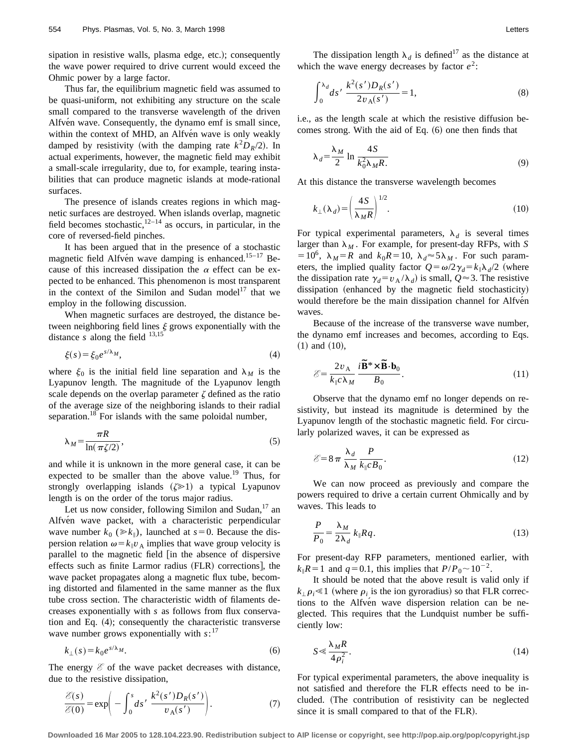sipation in resistive walls, plasma edge, etc.); consequently the wave power required to drive current would exceed the Ohmic power by a large factor.

Thus far, the equilibrium magnetic field was assumed to be quasi-uniform, not exhibiting any structure on the scale small compared to the transverse wavelength of the driven Alfvén wave. Consequently, the dynamo emf is small since, within the context of MHD, an Alfvén wave is only weakly damped by resistivity (with the damping rate $k^2 D_R/2$). In actual experiments, however, the magnetic field may exhibit a small-scale irregularity, due to, for example, tearing instabilities that can produce magnetic islands at mode-rational surfaces.

The presence of islands creates regions in which magnetic surfaces are destroyed. When islands overlap, magnetic field becomes stochastic,[12–14] as occurs, in particular, in the core of reversed-field pinches.

It has been argued that in the presence of a stochastic magnetic field Alfvén wave damping is enhanced.[15–17] Because of this increased dissipation the $\alpha$ effect can be expected to be enhanced. This phenomenon is most transparent in the context of the Similon and Sudan model[17] that we employ in the following discussion.

When magnetic surfaces are destroyed, the distance between neighboring field lines $\xi$ grows exponentially with the distance $s$ along the field [13,15]

$$\xi(s) = \xi_0 e^{s/\lambda_M}, \tag{4}$$

where $\xi_0$ is the initial field line separation and $\lambda_M$ is the Lyapunov length. The magnitude of the Lyapunov length scale depends on the overlap parameter $\zeta$ defined as the ratio of the average size of the neighboring islands to their radial separation.[18] For islands with the same poloidal number,

$$\lambda_M = \frac{\pi R}{\ln(\pi\zeta/2)}, \tag{5}$$

and while it is unknown in the more general case, it can be expected to be smaller than the above value.[19] Thus, for strongly overlapping islands ($\zeta \gg 1$) a typical Lyapunov length is on the order of the torus major radius.

Let us now consider, following Similon and Sudan,[17] an Alfvén wave packet, with a characteristic perpendicular wave number $k_0$ ($\gg k_\parallel$), launched at $s=0$. Because the dispersion relation $\omega = k_\parallel v_A$ implies that wave group velocity is parallel to the magnetic field [in the absence of dispersive effects such as finite Larmor radius (FLR) corrections], the wave packet propagates along a magnetic flux tube, becoming distorted and filamented in the same manner as the flux tube cross section. The characteristic width of filaments decreases exponentially with $s$ as follows from flux conservation and Eq. (4); consequently the characteristic transverse wave number grows exponentially with $s$:[17]

$$k_\perp(s) = k_0 e^{s/\lambda_M}. \tag{6}$$

The energy $\mathscr{E}$ of the wave packet decreases with distance, due to the resistive dissipation,

$$\frac{\mathscr{E}(s)}{\mathscr{E}(0)} = \exp\left( - \int_0^s ds' \, \frac{k^2(s') D_R(s')}{v_A(s')} \right). \tag{7}$$

The dissipation length $\lambda_d$ is defined[17] as the distance at which the wave energy decreases by factor $e^2$:

$$\int_0^{\lambda_d} ds' \, \frac{k^2(s') D_R(s')}{2 v_A(s')} = 1, \tag{8}$$

i.e., as the length scale at which the resistive diffusion becomes strong. With the aid of Eq. (6) one then finds that

$$\lambda_d = \frac{\lambda_M}{2} \ln \frac{4S}{k_0^2 \lambda_M R}. \tag{9}$$

At this distance the transverse wavelength becomes

$$k_\perp(\lambda_d) = \left( \frac{4S}{\lambda_M R} \right)^{1/2}. \tag{10}$$

For typical experimental parameters, $\lambda_d$ is several times larger than $\lambda_M$. For example, for present-day RFPs, with $S = 10^6$, $\lambda_M = R$ and $k_0 R = 10$, $\lambda_d \approx 5\lambda_M$. For such parameters, the implied quality factor $Q = \omega/2\gamma_d = k_\parallel \lambda_d/2$ (where the dissipation rate $\gamma_d = v_A/\lambda_d$) is small, $Q \approx 3$. The resistive dissipation (enhanced by the magnetic field stochasticity) would therefore be the main dissipation channel for Alfvén waves.

Because of the increase of the transverse wave number, the dynamo emf increases and becomes, according to Eqs. (1) and (10),

$$\mathscr{E} = \frac{2 v_A}{k_\parallel c \lambda_M} \frac{i \tilde{\mathbf{B}}^* \times \tilde{\mathbf{B}} \cdot \mathbf{b}_0}{B_0}. \tag{11}$$

Observe that the dynamo emf no longer depends on resistivity, but instead its magnitude is determined by the Lyapunov length of the stochastic magnetic field. For circularly polarized waves, it can be expressed as

$$\mathscr{E} = 8\pi \frac{\lambda_d}{\lambda_M} \frac{P}{k_\parallel c B_0}. \tag{12}$$

We can now proceed as previously and compare the powers required to drive a certain current Ohmically and by waves. This leads to

$$\frac{P}{P_0} = \frac{\lambda_M}{2\lambda_d} k_\parallel R q. \tag{13}$$

For present-day RFP parameters, mentioned earlier, with $k_\parallel R = 1$ and $q = 0.1$, this implies that $P/P_0 \sim 10^{-2}$.

It should be noted that the above result is valid only if $k_\perp \rho_i \ll 1$ (where $\rho_i$ is the ion gyroradius) so that FLR corrections to the Alfvén wave dispersion relation can be neglected. This requires that the Lundquist number be sufficiently low:

$$S \ll \frac{\lambda_M R}{4\rho_i^2}. \tag{14}$$

For typical experimental parameters, the above inequality is not satisfied and therefore the FLR effects need to be included. (The contribution of resistivity can be neglected since it is small compared to that of the FLR).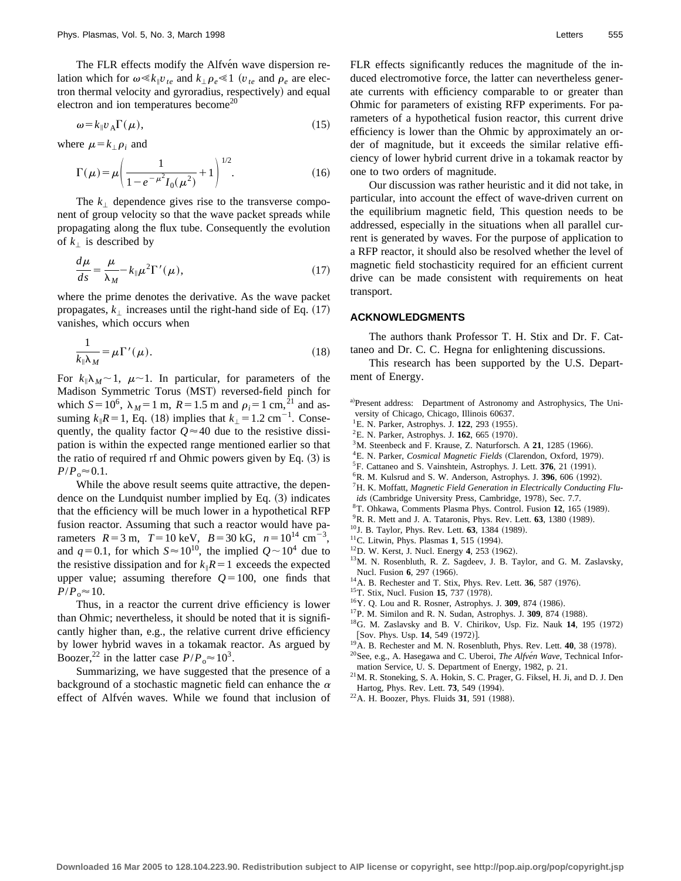The FLR effects modify the Alfvén wave dispersion relation which for $\omega \ll k_\parallel v_{te}$ and $k_\perp \rho_e \ll 1$ ($v_{te}$ and $\rho_e$ are electron thermal velocity and gyroradius, respectively) and equal electron and ion temperatures become[20]

$$\omega = k_\parallel v_A \Gamma(\mu), \tag{15}$$

where $\mu = k_\perp \rho_i$ and

$$\Gamma(\mu) = \mu \left( \frac{1}{1 - e^{-\mu^2} I_0(\mu^2)} + 1 \right)^{1/2}. \tag{16}$$

The $k_\perp$ dependence gives rise to the transverse component of group velocity so that the wave packet spreads while propagating along the flux tube. Consequently the evolution of $k_\perp$ is described by

$$\frac{d\mu}{ds} = \frac{\mu}{\lambda_M} - k_\parallel \mu^2 \Gamma'(\mu), \tag{17}$$

where the prime denotes the derivative. As the wave packet propagates, $k_\perp$ increases until the right-hand side of Eq. (17) vanishes, which occurs when

$$\frac{1}{k_\parallel \lambda_M} = \mu \Gamma'(\mu). \tag{18}$$

For $k_\parallel \lambda_M \sim 1$, $\mu \sim 1$. In particular, for parameters of the Madison Symmetric Torus (MST) reversed-field pinch for which $S = 10^6$, $\lambda_M = 1$ m, $R = 1.5$ m and $\rho_i = 1$ cm,[21] and assuming $k_\parallel R = 1$, Eq. (18) implies that $k_\perp = 1.2$ cm$^{-1}$. Consequently, the quality factor $Q \approx 40$ due to the resistive dissipation is within the expected range mentioned earlier so that the ratio of required rf and Ohmic powers given by Eq. (3) is $P/P_o \approx 0.1$.

While the above result seems quite attractive, the dependence on the Lundquist number implied by Eq. (3) indicates that the efficiency will be much lower in a hypothetical RFP fusion reactor. Assuming that such a reactor would have parameters $R = 3$ m, $T = 10$ keV, $B = 30$ kG, $n = 10^{14}$ cm$^{-3}$, and $q = 0.1$, for which $S \approx 10^{10}$, the implied $Q \sim 10^4$ due to the resistive dissipation and for $k_\parallel R = 1$ exceeds the expected upper value; assuming therefore $Q = 100$, one finds that $P/P_o \approx 10$.

Thus, in a reactor the current drive efficiency is lower than Ohmic; nevertheless, it should be noted that it is significantly higher than, e.g., the relative current drive efficiency by lower hybrid waves in a tokamak reactor. As argued by Boozer,[22] in the latter case $P/P_o \approx 10^3$.

Summarizing, we have suggested that the presence of a background of a stochastic magnetic field can enhance the $\alpha$ effect of Alfvén waves. While we found that inclusion of FLR effects significantly reduces the magnitude of the induced electromotive force, the latter can nevertheless generate currents with efficiency comparable to or greater than Ohmic for parameters of existing RFP experiments. For parameters of a hypothetical fusion reactor, this current drive efficiency is lower than the Ohmic by approximately an order of magnitude, but it exceeds the similar relative efficiency of lower hybrid current drive in a tokamak reactor by one to two orders of magnitude.

Our discussion was rather heuristic and it did not take, in particular, into account the effect of wave-driven current on the equilibrium magnetic field, This question needs to be addressed, especially in the situations when all parallel current is generated by waves. For the purpose of application to a RFP reactor, it should also be resolved whether the level of magnetic field stochasticity required for an efficient current drive can be made consistent with requirements on heat transport.

## ACKNOWLEDGMENTS

The authors thank Professor T. H. Stix and Dr. F. Cattaneo and Dr. C. C. Hegna for enlightening discussions.

This research has been supported by the U.S. Department of Energy.

[a]Present address: Department of Astronomy and Astrophysics, The University of Chicago, Chicago, Illinois 60637.

[1]E. N. Parker, Astrophys. J. **122**, 293 (1955).

[2]E. N. Parker, Astrophys. J. **162**, 665 (1970).

[3]M. Steenbeck and F. Krause, Z. Naturforsch. A **21**, 1285 (1966).

[4]E. N. Parker, *Cosmical Magnetic Fields* (Clarendon, Oxford, 1979).

[5]F. Cattaneo and S. Vainshtein, Astrophys. J. Lett. **376**, 21 (1991).

[6]R. M. Kulsrud and S. W. Anderson, Astrophys. J. **396**, 606 (1992).

[7]H. K. Moffatt, *Magnetic Field Generation in Electrically Conducting Fluids* (Cambridge University Press, Cambridge, 1978), Sec. 7.7.

[8]T. Ohkawa, Comments Plasma Phys. Control. Fusion **12**, 165 (1989).

[9]R. R. Mett and J. A. Tataronis, Phys. Rev. Lett. **63**, 1380 (1989).

[10]J. B. Taylor, Phys. Rev. Lett. **63**, 1384 (1989).

[11]C. Litwin, Phys. Plasmas **1**, 515 (1994).

[12]D. W. Kerst, J. Nucl. Energy **4**, 253 (1962).

[13]M. N. Rosenbluth, R. Z. Sagdeev, J. B. Taylor, and G. M. Zaslavsky, Nucl. Fusion **6**, 297 (1966).

[14]A. B. Rechester and T. Stix, Phys. Rev. Lett. **36**, 587 (1976).

[15]T. Stix, Nucl. Fusion **15**, 737 (1978).

[16]Y. Q. Lou and R. Rosner, Astrophys. J. **309**, 874 (1986).

[17]P. M. Similon and R. N. Sudan, Astrophys. J. **309**, 874 (1988).

[18]G. M. Zaslavsky and B. V. Chirikov, Usp. Fiz. Nauk **14**, 195 (1972) [Sov. Phys. Usp. **14**, 549 (1972)].

[19]A. B. Rechester and M. N. Rosenbluth, Phys. Rev. Lett. **40**, 38 (1978).

[20]See, e.g., A. Hasegawa and C. Uberoi, *The Alfvén Wave*, Technical Information Service, U. S. Department of Energy, 1982, p. 21.

[21]M. R. Stoneking, S. A. Hokin, S. C. Prager, G. Fiksel, H. Ji, and D. J. Den Hartog, Phys. Rev. Lett. **73**, 549 (1994).

[22]A. H. Boozer, Phys. Fluids **31**, 591 (1988).

Downloaded 16 Mar 2005 to 128.104.223.90. Redistribution subject to AIP license or copyright, see http://pop.aip.org/pop/copyright.jsp